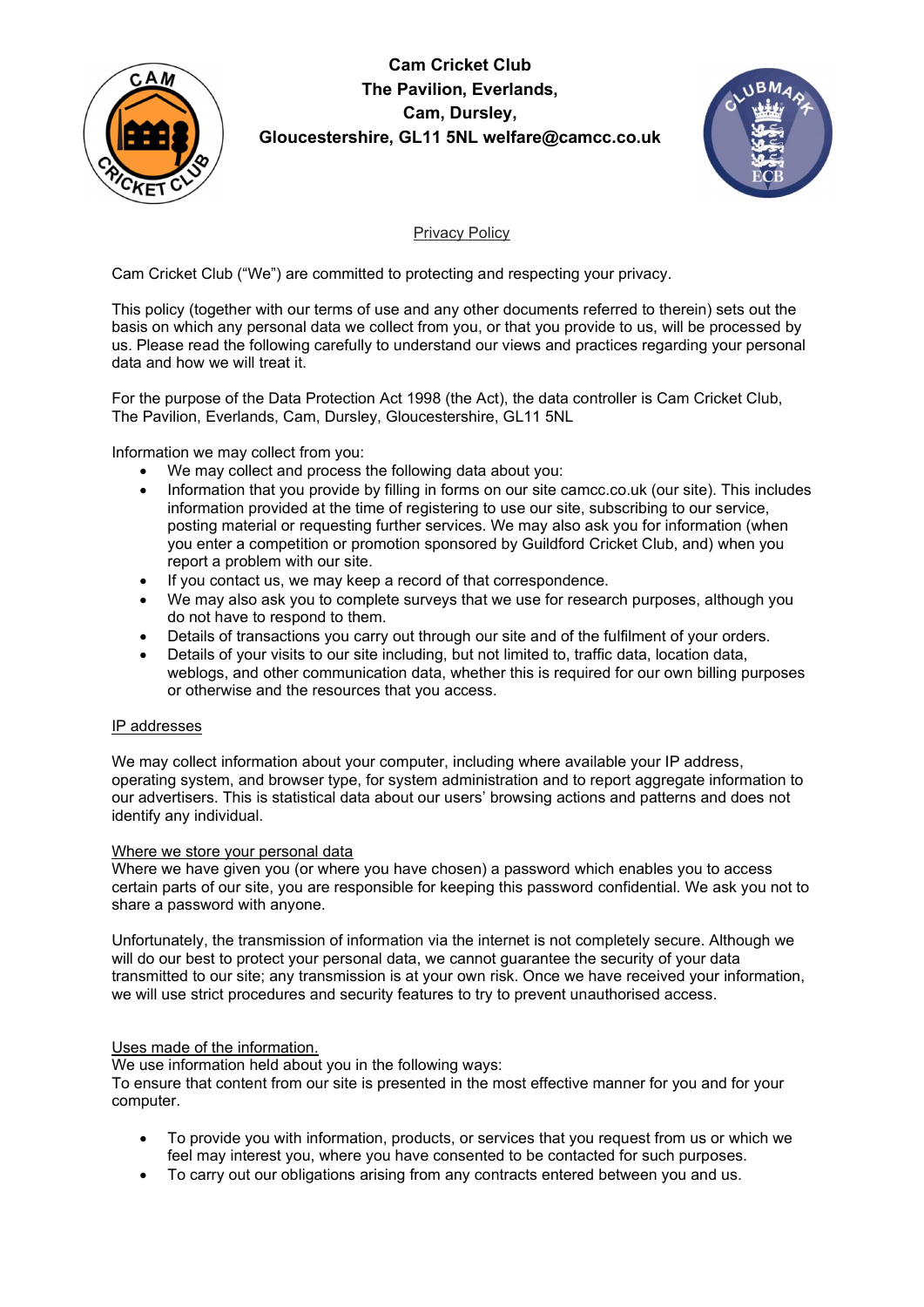**Cam Cricket Club**
**The Pavilion, Everlands,**
**Cam, Dursley,**
**Gloucestershire, GL11 5NL welfare@camcc.co.uk**

## Privacy Policy

Cam Cricket Club ("We") are committed to protecting and respecting your privacy.

This policy (together with our terms of use and any other documents referred to therein) sets out the basis on which any personal data we collect from you, or that you provide to us, will be processed by us. Please read the following carefully to understand our views and practices regarding your personal data and how we will treat it.

For the purpose of the Data Protection Act 1998 (the Act), the data controller is Cam Cricket Club, The Pavilion, Everlands, Cam, Dursley, Gloucestershire, GL11 5NL

Information we may collect from you:

- We may collect and process the following data about you:
- Information that you provide by filling in forms on our site camcc.co.uk (our site). This includes information provided at the time of registering to use our site, subscribing to our service, posting material or requesting further services. We may also ask you for information (when you enter a competition or promotion sponsored by Guildford Cricket Club, and) when you report a problem with our site.
- If you contact us, we may keep a record of that correspondence.
- We may also ask you to complete surveys that we use for research purposes, although you do not have to respond to them.
- Details of transactions you carry out through our site and of the fulfilment of your orders.
- Details of your visits to our site including, but not limited to, traffic data, location data, weblogs, and other communication data, whether this is required for our own billing purposes or otherwise and the resources that you access.

### IP addresses

We may collect information about your computer, including where available your IP address, operating system, and browser type, for system administration and to report aggregate information to our advertisers. This is statistical data about our users' browsing actions and patterns and does not identify any individual.

### Where we store your personal data

Where we have given you (or where you have chosen) a password which enables you to access certain parts of our site, you are responsible for keeping this password confidential. We ask you not to share a password with anyone.

Unfortunately, the transmission of information via the internet is not completely secure. Although we will do our best to protect your personal data, we cannot guarantee the security of your data transmitted to our site; any transmission is at your own risk. Once we have received your information, we will use strict procedures and security features to try to prevent unauthorised access.

### Uses made of the information.

We use information held about you in the following ways:
To ensure that content from our site is presented in the most effective manner for you and for your computer.

- To provide you with information, products, or services that you request from us or which we feel may interest you, where you have consented to be contacted for such purposes.
- To carry out our obligations arising from any contracts entered between you and us.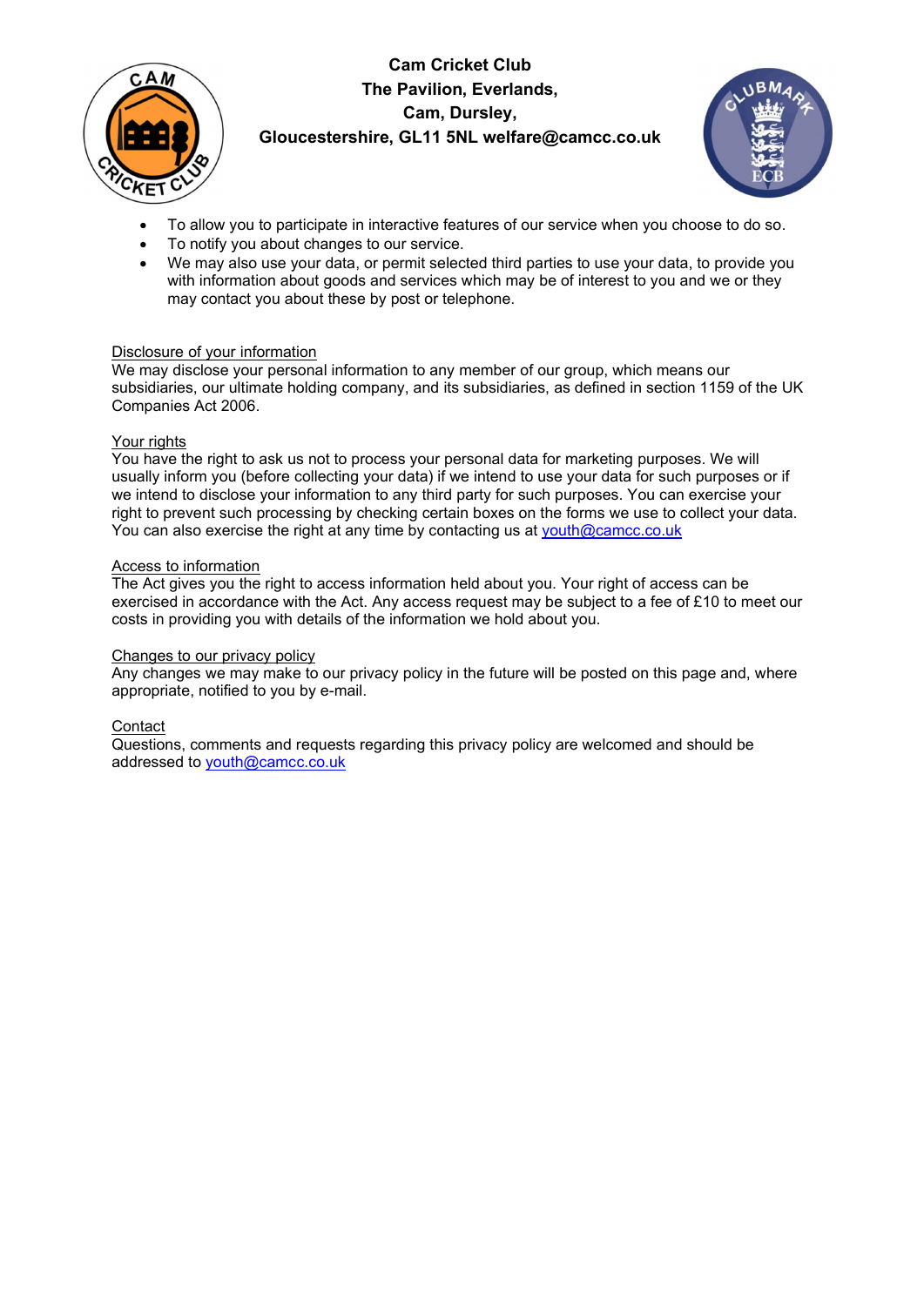**Cam Cricket Club**
**The Pavilion, Everlands,**
**Cam, Dursley,**
**Gloucestershire, GL11 5NL welfare@camcc.co.uk**

- To allow you to participate in interactive features of our service when you choose to do so.
- To notify you about changes to our service.
- We may also use your data, or permit selected third parties to use your data, to provide you with information about goods and services which may be of interest to you and we or they may contact you about these by post or telephone.

### Disclosure of your information

We may disclose your personal information to any member of our group, which means our subsidiaries, our ultimate holding company, and its subsidiaries, as defined in section 1159 of the UK Companies Act 2006.

### Your rights

You have the right to ask us not to process your personal data for marketing purposes. We will usually inform you (before collecting your data) if we intend to use your data for such purposes or if we intend to disclose your information to any third party for such purposes. You can exercise your right to prevent such processing by checking certain boxes on the forms we use to collect your data. You can also exercise the right at any time by contacting us at youth@camcc.co.uk

### Access to information

The Act gives you the right to access information held about you. Your right of access can be exercised in accordance with the Act. Any access request may be subject to a fee of £10 to meet our costs in providing you with details of the information we hold about you.

### Changes to our privacy policy

Any changes we may make to our privacy policy in the future will be posted on this page and, where appropriate, notified to you by e-mail.

### Contact

Questions, comments and requests regarding this privacy policy are welcomed and should be addressed to youth@camcc.co.uk